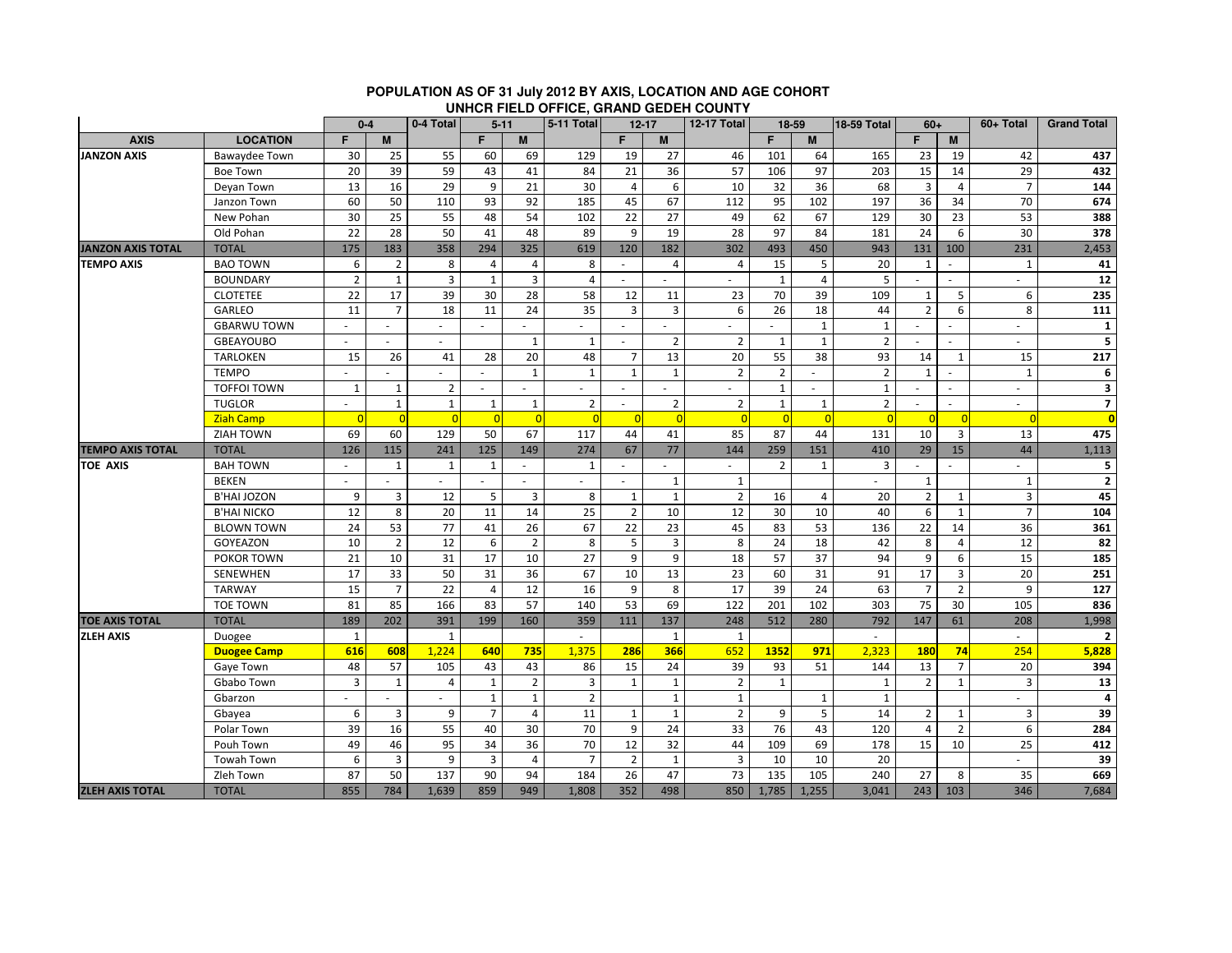## POPULATION AS OF 31 July 2012 BY AXIS, LOCATION AND AGE COHORT
## UNHCR FIELD OFFICE, GRAND GEDEH COUNTY

| | | 0-4 | | 0-4 Total | 5-11 | | 5-11 Total | 12-17 | | 12-17 Total | 18-59 | | 18-59 Total | 60+ | | 60+ Total | Grand Total |
|---|---|---|---|---|---|---|---|---|---|---|---|---|---|---|---|---|---|
| **AXIS** | **LOCATION** | **F** | **M** | | **F** | **M** | | **F** | **M** | | **F** | **M** | | **F** | **M** | | |
| **JANZON AXIS** | Bawaydee Town | 30 | 25 | 55 | 60 | 69 | 129 | 19 | 27 | 46 | 101 | 64 | 165 | 23 | 19 | 42 | **437** |
| | Boe Town | 20 | 39 | 59 | 43 | 41 | 84 | 21 | 36 | 57 | 106 | 97 | 203 | 15 | 14 | 29 | **432** |
| | Deyan Town | 13 | 16 | 29 | 9 | 21 | 30 | 4 | 6 | 10 | 32 | 36 | 68 | 3 | 4 | 7 | **144** |
| | Janzon Town | 60 | 50 | 110 | 93 | 92 | 185 | 45 | 67 | 112 | 95 | 102 | 197 | 36 | 34 | 70 | **674** |
| | New Pohan | 30 | 25 | 55 | 48 | 54 | 102 | 22 | 27 | 49 | 62 | 67 | 129 | 30 | 23 | 53 | **388** |
| | Old Pohan | 22 | 28 | 50 | 41 | 48 | 89 | 9 | 19 | 28 | 97 | 84 | 181 | 24 | 6 | 30 | **378** |
| **JANZON AXIS TOTAL** | TOTAL | 175 | 183 | 358 | 294 | 325 | 619 | 120 | 182 | 302 | 493 | 450 | 943 | 131 | 100 | 231 | 2,453 |
| **TEMPO AXIS** | BAO TOWN | 6 | 2 | 8 | 4 | 4 | 8 | - | 4 | 4 | 15 | 5 | 20 | 1 | - | 1 | **41** |
| | BOUNDARY | 2 | 1 | 3 | 1 | 3 | 4 | - | - | - | 1 | 4 | 5 | - | - | - | **12** |
| | CLOTETEE | 22 | 17 | 39 | 30 | 28 | 58 | 12 | 11 | 23 | 70 | 39 | 109 | 1 | 5 | 6 | **235** |
| | GARLEO | 11 | 7 | 18 | 11 | 24 | 35 | 3 | 3 | 6 | 26 | 18 | 44 | 2 | 6 | 8 | **111** |
| | GBARWU TOWN | - | - | - | - | - | - | - | - | - | - | 1 | 1 | - | - | - | **1** |
| | GBEAYOUBO | - | - | - | | 1 | 1 | - | 2 | 2 | 1 | 1 | 2 | - | - | - | **5** |
| | TARLOKEN | 15 | 26 | 41 | 28 | 20 | 48 | 7 | 13 | 20 | 55 | 38 | 93 | 14 | 1 | 15 | **217** |
| | TEMPO | - | - | - | - | 1 | 1 | 1 | 1 | 2 | 2 | - | 2 | 1 | - | 1 | **6** |
| | TOFFOI TOWN | 1 | 1 | 2 | - | - | - | - | - | - | 1 | - | 1 | - | - | - | **3** |
| | TUGLOR | - | 1 | 1 | 1 | 1 | 2 | - | 2 | 2 | 1 | 1 | 2 | - | - | - | **7** |
| | Ziah Camp | 0 | 0 | 0 | 0 | 0 | 0 | 0 | 0 | 0 | 0 | 0 | 0 | 0 | 0 | 0 | **0** |
| | ZIAH TOWN | 69 | 60 | 129 | 50 | 67 | 117 | 44 | 41 | 85 | 87 | 44 | 131 | 10 | 3 | 13 | **475** |
| **TEMPO AXIS TOTAL** | TOTAL | 126 | 115 | 241 | 125 | 149 | 274 | 67 | 77 | 144 | 259 | 151 | 410 | 29 | 15 | 44 | 1,113 |
| **TOE AXIS** | BAH TOWN | - | 1 | 1 | 1 | - | 1 | - | - | - | 2 | 1 | 3 | - | - | - | **5** |
| | BEKEN | - | - | - | - | - | - | - | 1 | 1 | | | - | 1 | | 1 | **2** |
| | B'HAI JOZON | 9 | 3 | 12 | 5 | 3 | 8 | 1 | 1 | 2 | 16 | 4 | 20 | 2 | 1 | 3 | **45** |
| | B'HAI NICKO | 12 | 8 | 20 | 11 | 14 | 25 | 2 | 10 | 12 | 30 | 10 | 40 | 6 | 1 | 7 | **104** |
| | BLOWN TOWN | 24 | 53 | 77 | 41 | 26 | 67 | 22 | 23 | 45 | 83 | 53 | 136 | 22 | 14 | 36 | **361** |
| | GOYEAZON | 10 | 2 | 12 | 6 | 2 | 8 | 5 | 3 | 8 | 24 | 18 | 42 | 8 | 4 | 12 | **82** |
| | POKOR TOWN | 21 | 10 | 31 | 17 | 10 | 27 | 9 | 9 | 18 | 57 | 37 | 94 | 9 | 6 | 15 | **185** |
| | SENEWHEN | 17 | 33 | 50 | 31 | 36 | 67 | 10 | 13 | 23 | 60 | 31 | 91 | 17 | 3 | 20 | **251** |
| | TARWAY | 15 | 7 | 22 | 4 | 12 | 16 | 9 | 8 | 17 | 39 | 24 | 63 | 7 | 2 | 9 | **127** |
| | TOE TOWN | 81 | 85 | 166 | 83 | 57 | 140 | 53 | 69 | 122 | 201 | 102 | 303 | 75 | 30 | 105 | **836** |
| **TOE AXIS TOTAL** | TOTAL | 189 | 202 | 391 | 199 | 160 | 359 | 111 | 137 | 248 | 512 | 280 | 792 | 147 | 61 | 208 | 1,998 |
| **ZLEH AXIS** | Duogee | 1 | | 1 | | | - | | 1 | 1 | | | - | | | - | **2** |
| | **Duogee Camp** | **616** | **608** | **1,224** | **640** | **735** | **1,375** | **286** | **366** | **652** | **1352** | **971** | **2,323** | **180** | **74** | **254** | **5,828** |
| | Gaye Town | 48 | 57 | 105 | 43 | 43 | 86 | 15 | 24 | 39 | 93 | 51 | 144 | 13 | 7 | 20 | **394** |
| | Gbabo Town | 3 | 1 | 4 | 1 | 2 | 3 | 1 | 1 | 2 | 1 | | 1 | 2 | 1 | 3 | **13** |
| | Gbarzon | - | - | - | 1 | 1 | 2 | | 1 | 1 | | 1 | 1 | | | - | **4** |
| | Gbayea | 6 | 3 | 9 | 7 | 4 | 11 | 1 | 1 | 2 | 9 | 5 | 14 | 2 | 1 | 3 | **39** |
| | Polar Town | 39 | 16 | 55 | 40 | 30 | 70 | 9 | 24 | 33 | 76 | 43 | 120 | 4 | 2 | 6 | **284** |
| | Pouh Town | 49 | 46 | 95 | 34 | 36 | 70 | 12 | 32 | 44 | 109 | 69 | 178 | 15 | 10 | 25 | **412** |
| | Towah Town | 6 | 3 | 9 | 3 | 4 | 7 | 2 | 1 | 3 | 10 | 10 | 20 | | | - | **39** |
| | Zleh Town | 87 | 50 | 137 | 90 | 94 | 184 | 26 | 47 | 73 | 135 | 105 | 240 | 27 | 8 | 35 | **669** |
| **ZLEH AXIS TOTAL** | TOTAL | 855 | 784 | 1,639 | 859 | 949 | 1,808 | 352 | 498 | 850 | 1,785 | 1,255 | 3,041 | 243 | 103 | 346 | 7,684 |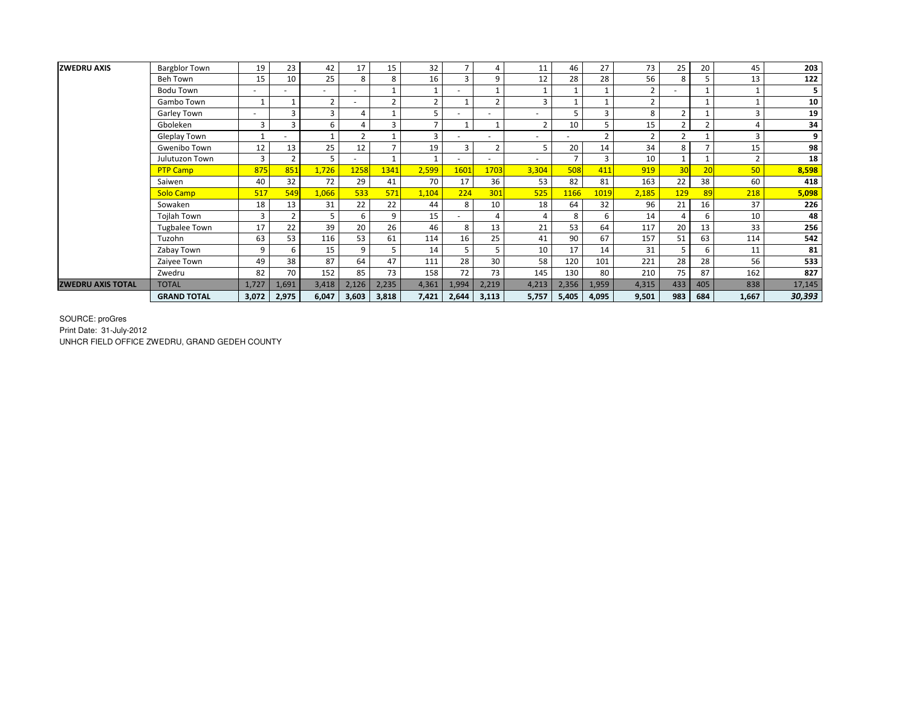| | | | | | | | | | | | | | | | | | |
|---|---|---|---|---|---|---|---|---|---|---|---|---|---|---|---|---|---|
| **ZWEDRU AXIS** | Bargblor Town | 19 | 23 | 42 | 17 | 15 | 32 | 7 | 4 | 11 | 46 | 27 | 73 | 25 | 20 | 45 | **203** |
| | Beh Town | 15 | 10 | 25 | 8 | 8 | 16 | 3 | 9 | 12 | 28 | 28 | 56 | 8 | 5 | 13 | **122** |
| | Bodu Town | - | - | - | - | 1 | 1 | - | 1 | 1 | 1 | 1 | 2 | - | 1 | 1 | **5** |
| | Gambo Town | 1 | 1 | 2 | - | 2 | 2 | 1 | 2 | 3 | 1 | 1 | 2 | | 1 | 1 | **10** |
| | Garley Town | - | 3 | 3 | 4 | 1 | 5 | - | - | - | 5 | 3 | 8 | 2 | 1 | 3 | **19** |
| | Gboleken | 3 | 3 | 6 | 4 | 3 | 7 | 1 | 1 | 2 | 10 | 5 | 15 | 2 | 2 | 4 | **34** |
| | Gleplay Town | 1 | - | 1 | 2 | 1 | 3 | - | - | - | - | 2 | 2 | 2 | 1 | 3 | **9** |
| | Gwenibo Town | 12 | 13 | 25 | 12 | 7 | 19 | 3 | 2 | 5 | 20 | 14 | 34 | 8 | 7 | 15 | **98** |
| | Julutuzon Town | 3 | 2 | 5 | - | 1 | 1 | - | - | - | 7 | 3 | 10 | 1 | 1 | 2 | **18** |
| | PTP Camp | 875 | 851 | 1,726 | 1258 | 1341 | 2,599 | 1601 | 1703 | 3,304 | 508 | 411 | 919 | 30 | 20 | 50 | **8,598** |
| | Saiwen | 40 | 32 | 72 | 29 | 41 | 70 | 17 | 36 | 53 | 82 | 81 | 163 | 22 | 38 | 60 | **418** |
| | Solo Camp | 517 | 549 | 1,066 | 533 | 571 | 1,104 | 224 | 301 | 525 | 1166 | 1019 | 2,185 | 129 | 89 | 218 | **5,098** |
| | Sowaken | 18 | 13 | 31 | 22 | 22 | 44 | 8 | 10 | 18 | 64 | 32 | 96 | 21 | 16 | 37 | **226** |
| | Tojlah Town | 3 | 2 | 5 | 6 | 9 | 15 | - | 4 | 4 | 8 | 6 | 14 | 4 | 6 | 10 | **48** |
| | Tugbalee Town | 17 | 22 | 39 | 20 | 26 | 46 | 8 | 13 | 21 | 53 | 64 | 117 | 20 | 13 | 33 | **256** |
| | Tuzohn | 63 | 53 | 116 | 53 | 61 | 114 | 16 | 25 | 41 | 90 | 67 | 157 | 51 | 63 | 114 | **542** |
| | Zabay Town | 9 | 6 | 15 | 9 | 5 | 14 | 5 | 5 | 10 | 17 | 14 | 31 | 5 | 6 | 11 | **81** |
| | Zaiyee Town | 49 | 38 | 87 | 64 | 47 | 111 | 28 | 30 | 58 | 120 | 101 | 221 | 28 | 28 | 56 | **533** |
| | Zwedru | 82 | 70 | 152 | 85 | 73 | 158 | 72 | 73 | 145 | 130 | 80 | 210 | 75 | 87 | 162 | **827** |
| **ZWEDRU AXIS TOTAL** | TOTAL | 1,727 | 1,691 | 3,418 | 2,126 | 2,235 | 4,361 | 1,994 | 2,219 | 4,213 | 2,356 | 1,959 | 4,315 | 433 | 405 | 838 | 17,145 |
| | **GRAND TOTAL** | **3,072** | **2,975** | **6,047** | **3,603** | **3,818** | **7,421** | **2,644** | **3,113** | **5,757** | **5,405** | **4,095** | **9,501** | **983** | **684** | **1,667** | ***30,393*** |

SOURCE: proGres

Print Date: 31-July-2012

UNHCR FIELD OFFICE ZWEDRU, GRAND GEDEH COUNTY